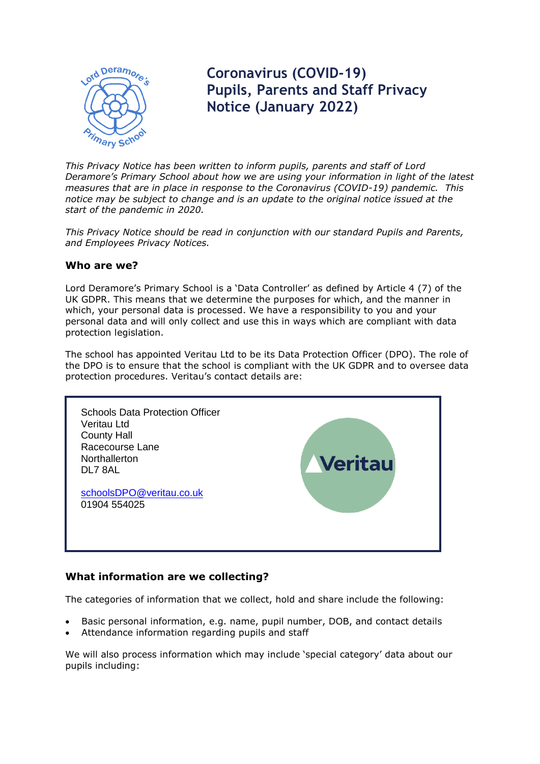# Coronavirus (COVID-19) Pupils, Parents and Staff Privacy Notice (January 2022)

*This Privacy Notice has been written to inform pupils, parents and staff of Lord Deramore's Primary School about how we are using your information in light of the latest measures that are in place in response to the Coronavirus (COVID-19) pandemic. This notice may be subject to change and is an update to the original notice issued at the start of the pandemic in 2020.*

*This Privacy Notice should be read in conjunction with our standard Pupils and Parents, and Employees Privacy Notices.*

### Who are we?

Lord Deramore's Primary School is a 'Data Controller' as defined by Article 4 (7) of the UK GDPR. This means that we determine the purposes for which, and the manner in which, your personal data is processed. We have a responsibility to you and your personal data and will only collect and use this in ways which are compliant with data protection legislation.

The school has appointed Veritau Ltd to be its Data Protection Officer (DPO). The role of the DPO is to ensure that the school is compliant with the UK GDPR and to oversee data protection procedures. Veritau's contact details are:

Schools Data Protection Officer
Veritau Ltd
County Hall
Racecourse Lane
Northallerton
DL7 8AL

schoolsDPO@veritau.co.uk
01904 554025

### What information are we collecting?

The categories of information that we collect, hold and share include the following:

- Basic personal information, e.g. name, pupil number, DOB, and contact details
- Attendance information regarding pupils and staff

We will also process information which may include 'special category' data about our pupils including: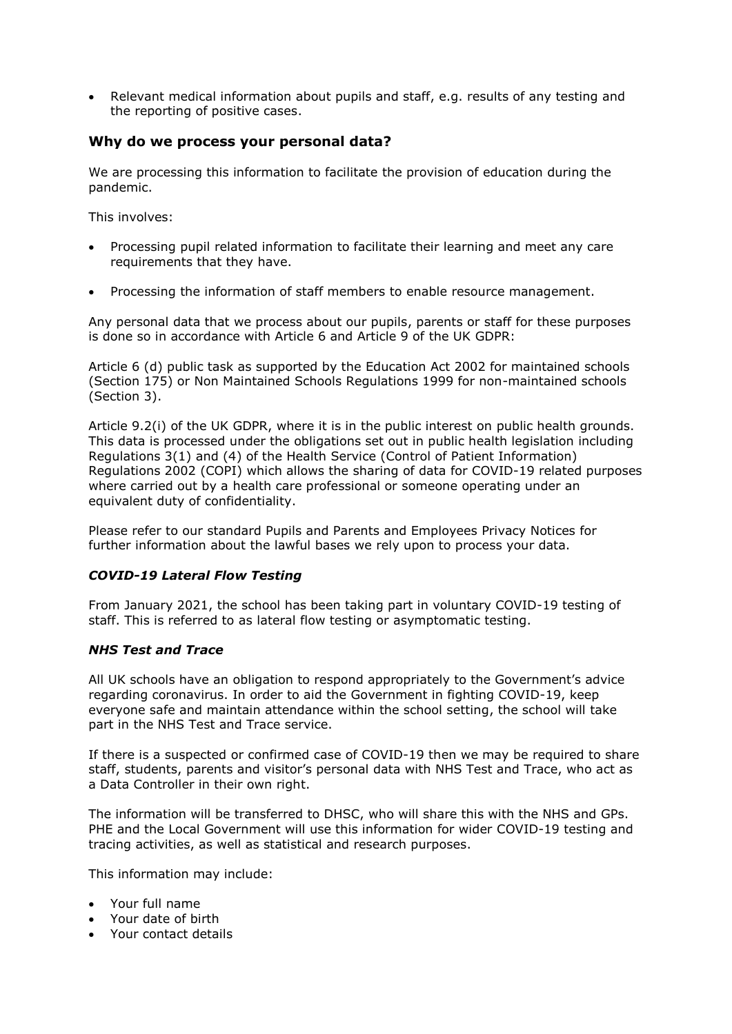- Relevant medical information about pupils and staff, e.g. results of any testing and the reporting of positive cases.

## Why do we process your personal data?

We are processing this information to facilitate the provision of education during the pandemic.

This involves:

- Processing pupil related information to facilitate their learning and meet any care requirements that they have.
- Processing the information of staff members to enable resource management.

Any personal data that we process about our pupils, parents or staff for these purposes is done so in accordance with Article 6 and Article 9 of the UK GDPR:

Article 6 (d) public task as supported by the Education Act 2002 for maintained schools (Section 175) or Non Maintained Schools Regulations 1999 for non-maintained schools (Section 3).

Article 9.2(i) of the UK GDPR, where it is in the public interest on public health grounds. This data is processed under the obligations set out in public health legislation including Regulations 3(1) and (4) of the Health Service (Control of Patient Information) Regulations 2002 (COPI) which allows the sharing of data for COVID-19 related purposes where carried out by a health care professional or someone operating under an equivalent duty of confidentiality.

Please refer to our standard Pupils and Parents and Employees Privacy Notices for further information about the lawful bases we rely upon to process your data.

### *COVID-19 Lateral Flow Testing*

From January 2021, the school has been taking part in voluntary COVID-19 testing of staff. This is referred to as lateral flow testing or asymptomatic testing.

### *NHS Test and Trace*

All UK schools have an obligation to respond appropriately to the Government's advice regarding coronavirus. In order to aid the Government in fighting COVID-19, keep everyone safe and maintain attendance within the school setting, the school will take part in the NHS Test and Trace service.

If there is a suspected or confirmed case of COVID-19 then we may be required to share staff, students, parents and visitor's personal data with NHS Test and Trace, who act as a Data Controller in their own right.

The information will be transferred to DHSC, who will share this with the NHS and GPs. PHE and the Local Government will use this information for wider COVID-19 testing and tracing activities, as well as statistical and research purposes.

This information may include:

- Your full name
- Your date of birth
- Your contact details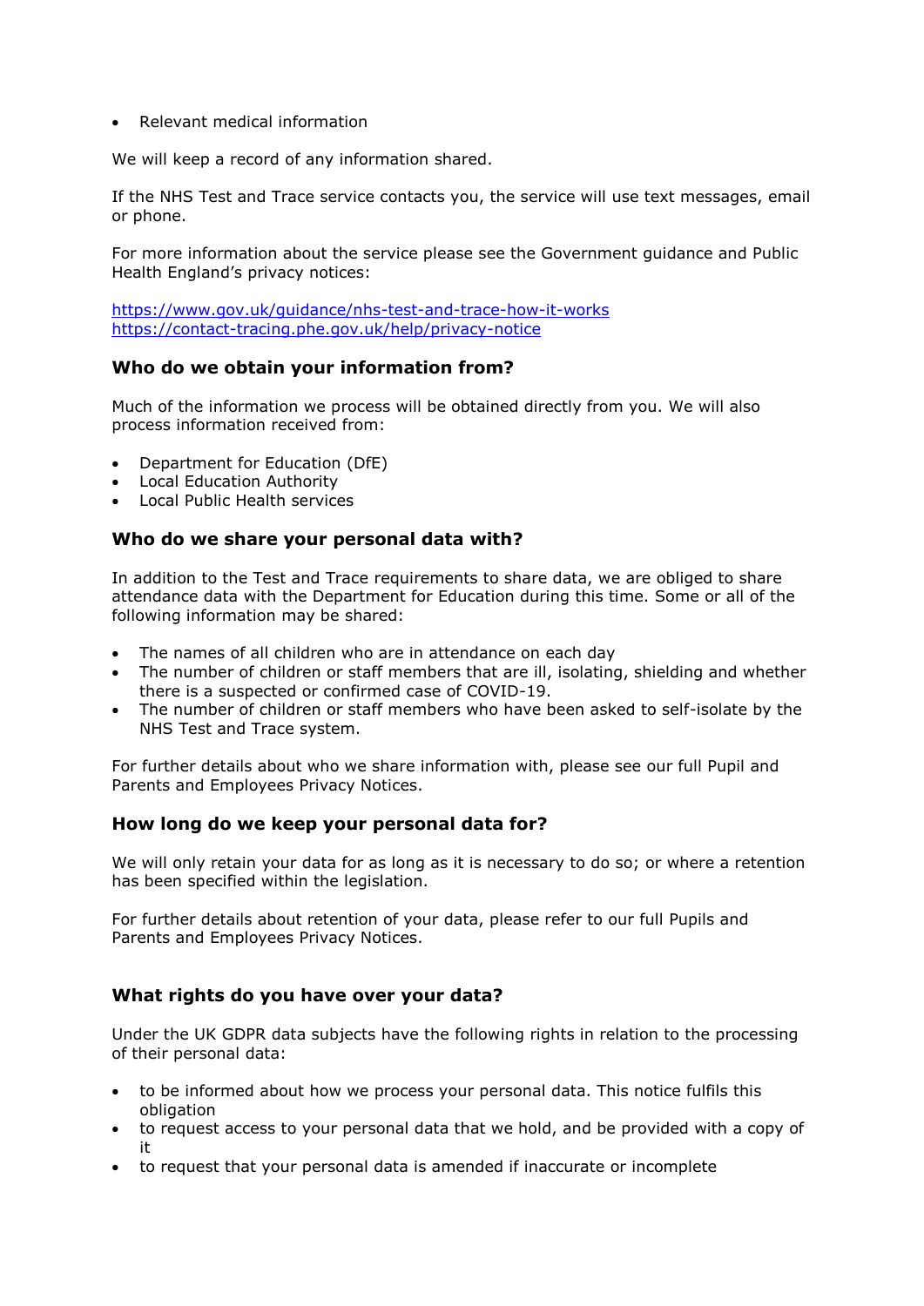- Relevant medical information

We will keep a record of any information shared.

If the NHS Test and Trace service contacts you, the service will use text messages, email or phone.

For more information about the service please see the Government guidance and Public Health England's privacy notices:

https://www.gov.uk/guidance/nhs-test-and-trace-how-it-works
https://contact-tracing.phe.gov.uk/help/privacy-notice

### Who do we obtain your information from?

Much of the information we process will be obtained directly from you. We will also process information received from:

- Department for Education (DfE)
- Local Education Authority
- Local Public Health services

### Who do we share your personal data with?

In addition to the Test and Trace requirements to share data, we are obliged to share attendance data with the Department for Education during this time. Some or all of the following information may be shared:

- The names of all children who are in attendance on each day
- The number of children or staff members that are ill, isolating, shielding and whether there is a suspected or confirmed case of COVID-19.
- The number of children or staff members who have been asked to self-isolate by the NHS Test and Trace system.

For further details about who we share information with, please see our full Pupil and Parents and Employees Privacy Notices.

### How long do we keep your personal data for?

We will only retain your data for as long as it is necessary to do so; or where a retention has been specified within the legislation.

For further details about retention of your data, please refer to our full Pupils and Parents and Employees Privacy Notices.

### What rights do you have over your data?

Under the UK GDPR data subjects have the following rights in relation to the processing of their personal data:

- to be informed about how we process your personal data. This notice fulfils this obligation
- to request access to your personal data that we hold, and be provided with a copy of it
- to request that your personal data is amended if inaccurate or incomplete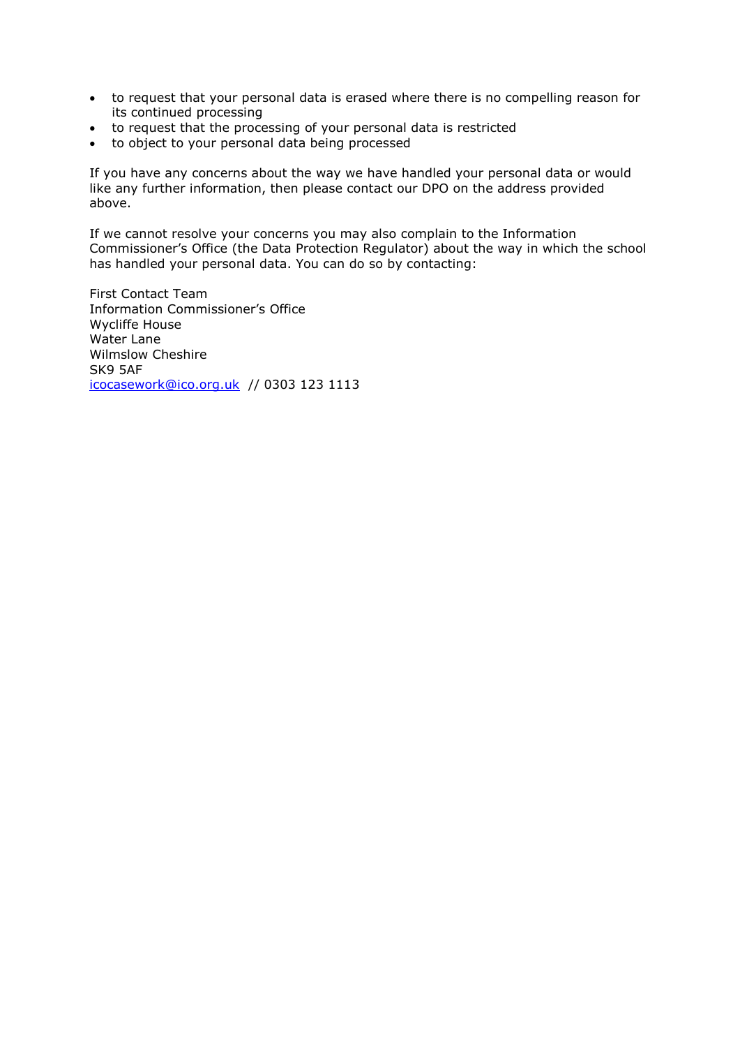- to request that your personal data is erased where there is no compelling reason for its continued processing
- to request that the processing of your personal data is restricted
- to object to your personal data being processed

If you have any concerns about the way we have handled your personal data or would like any further information, then please contact our DPO on the address provided above.

If we cannot resolve your concerns you may also complain to the Information Commissioner's Office (the Data Protection Regulator) about the way in which the school has handled your personal data. You can do so by contacting:

First Contact Team
Information Commissioner's Office
Wycliffe House
Water Lane
Wilmslow Cheshire
SK9 5AF
icocasework@ico.org.uk // 0303 123 1113